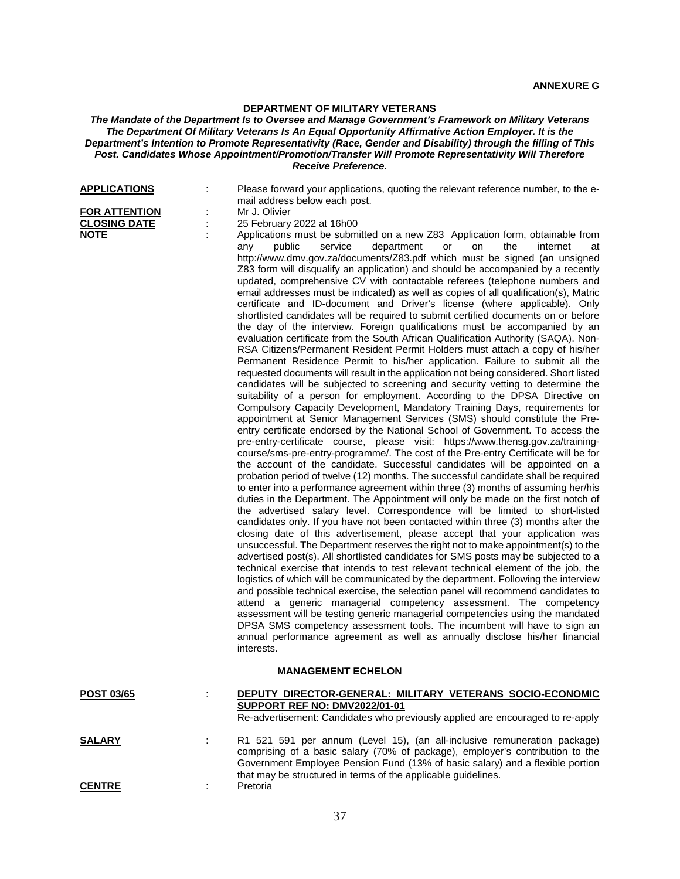**ANNEXURE G**

## DEPARTMENT OF MILITARY VETERANS

***The Mandate of the Department Is to Oversee and Manage Government's Framework on Military Veterans The Department Of Military Veterans Is An Equal Opportunity Affirmative Action Employer. It is the Department's Intention to Promote Representativity (Race, Gender and Disability) through the filling of This Post. Candidates Whose Appointment/Promotion/Transfer Will Promote Representativity Will Therefore Receive Preference.***

**APPLICATIONS** : Please forward your applications, quoting the relevant reference number, to the e-mail address below each post.

**FOR ATTENTION** : Mr J. Olivier

**CLOSING DATE** : 25 February 2022 at 16h00

**NOTE** : Applications must be submitted on a new Z83 Application form, obtainable from any public service department or on the internet at http://www.dmv.gov.za/documents/Z83.pdf which must be signed (an unsigned Z83 form will disqualify an application) and should be accompanied by a recently updated, comprehensive CV with contactable referees (telephone numbers and email addresses must be indicated) as well as copies of all qualification(s), Matric certificate and ID-document and Driver's license (where applicable). Only shortlisted candidates will be required to submit certified documents on or before the day of the interview. Foreign qualifications must be accompanied by an evaluation certificate from the South African Qualification Authority (SAQA). Non-RSA Citizens/Permanent Resident Permit Holders must attach a copy of his/her Permanent Residence Permit to his/her application. Failure to submit all the requested documents will result in the application not being considered. Short listed candidates will be subjected to screening and security vetting to determine the suitability of a person for employment. According to the DPSA Directive on Compulsory Capacity Development, Mandatory Training Days, requirements for appointment at Senior Management Services (SMS) should constitute the Pre-entry certificate endorsed by the National School of Government. To access the pre-entry-certificate course, please visit: https://www.thensg.gov.za/training-course/sms-pre-entry-programme/. The cost of the Pre-entry Certificate will be for the account of the candidate. Successful candidates will be appointed on a probation period of twelve (12) months. The successful candidate shall be required to enter into a performance agreement within three (3) months of assuming her/his duties in the Department. The Appointment will only be made on the first notch of the advertised salary level. Correspondence will be limited to short-listed candidates only. If you have not been contacted within three (3) months after the closing date of this advertisement, please accept that your application was unsuccessful. The Department reserves the right not to make appointment(s) to the advertised post(s). All shortlisted candidates for SMS posts may be subjected to a technical exercise that intends to test relevant technical element of the job, the logistics of which will be communicated by the department. Following the interview and possible technical exercise, the selection panel will recommend candidates to attend a generic managerial competency assessment. The competency assessment will be testing generic managerial competencies using the mandated DPSA SMS competency assessment tools. The incumbent will have to sign an annual performance agreement as well as annually disclose his/her financial interests.

### MANAGEMENT ECHELON

**POST 03/65** : **DEPUTY DIRECTOR-GENERAL: MILITARY VETERANS SOCIO-ECONOMIC SUPPORT REF NO: DMV2022/01-01**
Re-advertisement: Candidates who previously applied are encouraged to re-apply

**SALARY** : R1 521 591 per annum (Level 15), (an all-inclusive remuneration package) comprising of a basic salary (70% of package), employer's contribution to the Government Employee Pension Fund (13% of basic salary) and a flexible portion that may be structured in terms of the applicable guidelines.

**CENTRE** : Pretoria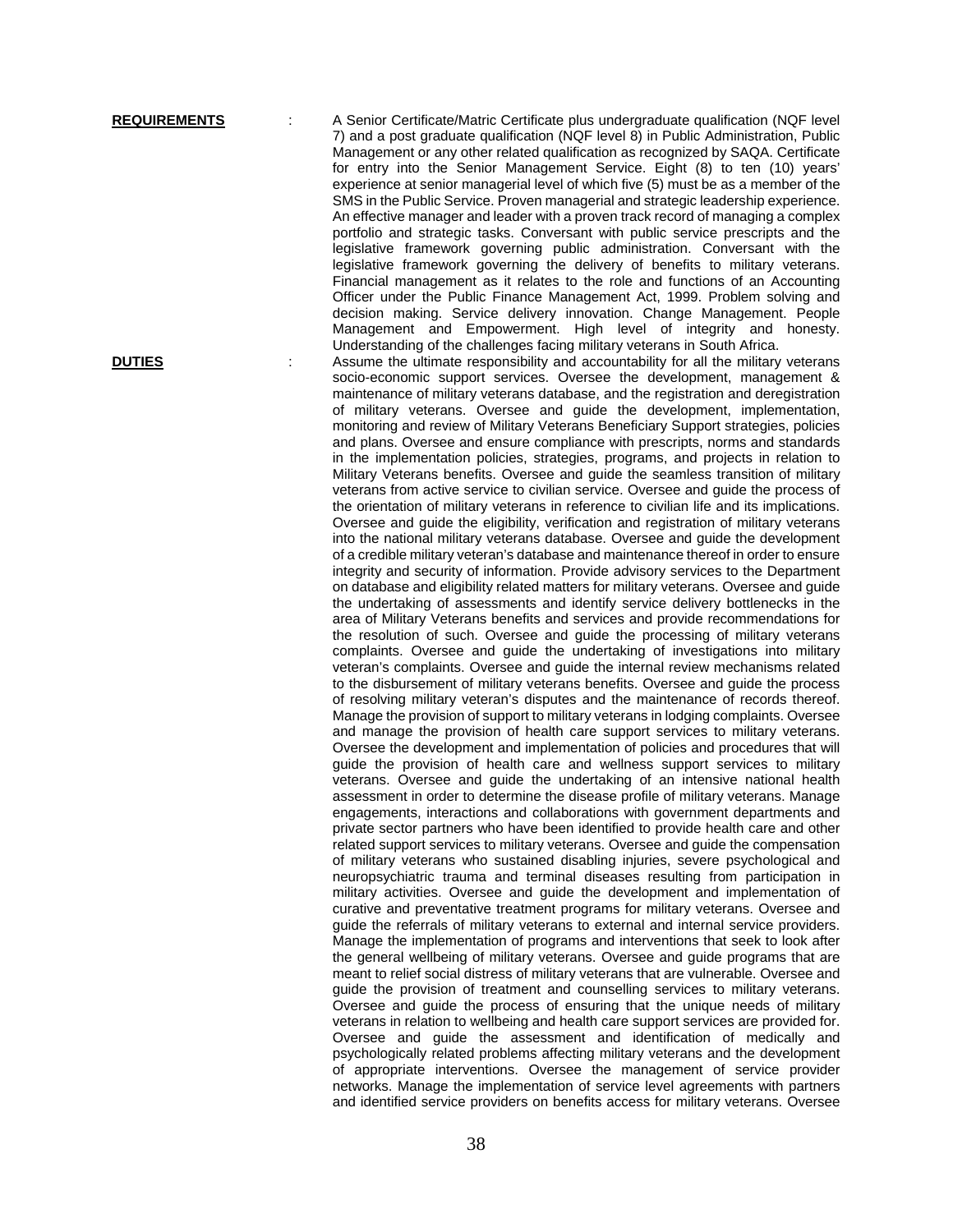**REQUIREMENTS** : A Senior Certificate/Matric Certificate plus undergraduate qualification (NQF level 7) and a post graduate qualification (NQF level 8) in Public Administration, Public Management or any other related qualification as recognized by SAQA. Certificate for entry into the Senior Management Service. Eight (8) to ten (10) years' experience at senior managerial level of which five (5) must be as a member of the SMS in the Public Service. Proven managerial and strategic leadership experience. An effective manager and leader with a proven track record of managing a complex portfolio and strategic tasks. Conversant with public service prescripts and the legislative framework governing public administration. Conversant with the legislative framework governing the delivery of benefits to military veterans. Financial management as it relates to the role and functions of an Accounting Officer under the Public Finance Management Act, 1999. Problem solving and decision making. Service delivery innovation. Change Management. People Management and Empowerment. High level of integrity and honesty. Understanding of the challenges facing military veterans in South Africa.

**DUTIES** : Assume the ultimate responsibility and accountability for all the military veterans socio-economic support services. Oversee the development, management & maintenance of military veterans database, and the registration and deregistration of military veterans. Oversee and guide the development, implementation, monitoring and review of Military Veterans Beneficiary Support strategies, policies and plans. Oversee and ensure compliance with prescripts, norms and standards in the implementation policies, strategies, programs, and projects in relation to Military Veterans benefits. Oversee and guide the seamless transition of military veterans from active service to civilian service. Oversee and guide the process of the orientation of military veterans in reference to civilian life and its implications. Oversee and guide the eligibility, verification and registration of military veterans into the national military veterans database. Oversee and guide the development of a credible military veteran's database and maintenance thereof in order to ensure integrity and security of information. Provide advisory services to the Department on database and eligibility related matters for military veterans. Oversee and guide the undertaking of assessments and identify service delivery bottlenecks in the area of Military Veterans benefits and services and provide recommendations for the resolution of such. Oversee and guide the processing of military veterans complaints. Oversee and guide the undertaking of investigations into military veteran's complaints. Oversee and guide the internal review mechanisms related to the disbursement of military veterans benefits. Oversee and guide the process of resolving military veteran's disputes and the maintenance of records thereof. Manage the provision of support to military veterans in lodging complaints. Oversee and manage the provision of health care support services to military veterans. Oversee the development and implementation of policies and procedures that will guide the provision of health care and wellness support services to military veterans. Oversee and guide the undertaking of an intensive national health assessment in order to determine the disease profile of military veterans. Manage engagements, interactions and collaborations with government departments and private sector partners who have been identified to provide health care and other related support services to military veterans. Oversee and guide the compensation of military veterans who sustained disabling injuries, severe psychological and neuropsychiatric trauma and terminal diseases resulting from participation in military activities. Oversee and guide the development and implementation of curative and preventative treatment programs for military veterans. Oversee and guide the referrals of military veterans to external and internal service providers. Manage the implementation of programs and interventions that seek to look after the general wellbeing of military veterans. Oversee and guide programs that are meant to relief social distress of military veterans that are vulnerable. Oversee and guide the provision of treatment and counselling services to military veterans. Oversee and guide the process of ensuring that the unique needs of military veterans in relation to wellbeing and health care support services are provided for. Oversee and guide the assessment and identification of medically and psychologically related problems affecting military veterans and the development of appropriate interventions. Oversee the management of service provider networks. Manage the implementation of service level agreements with partners and identified service providers on benefits access for military veterans. Oversee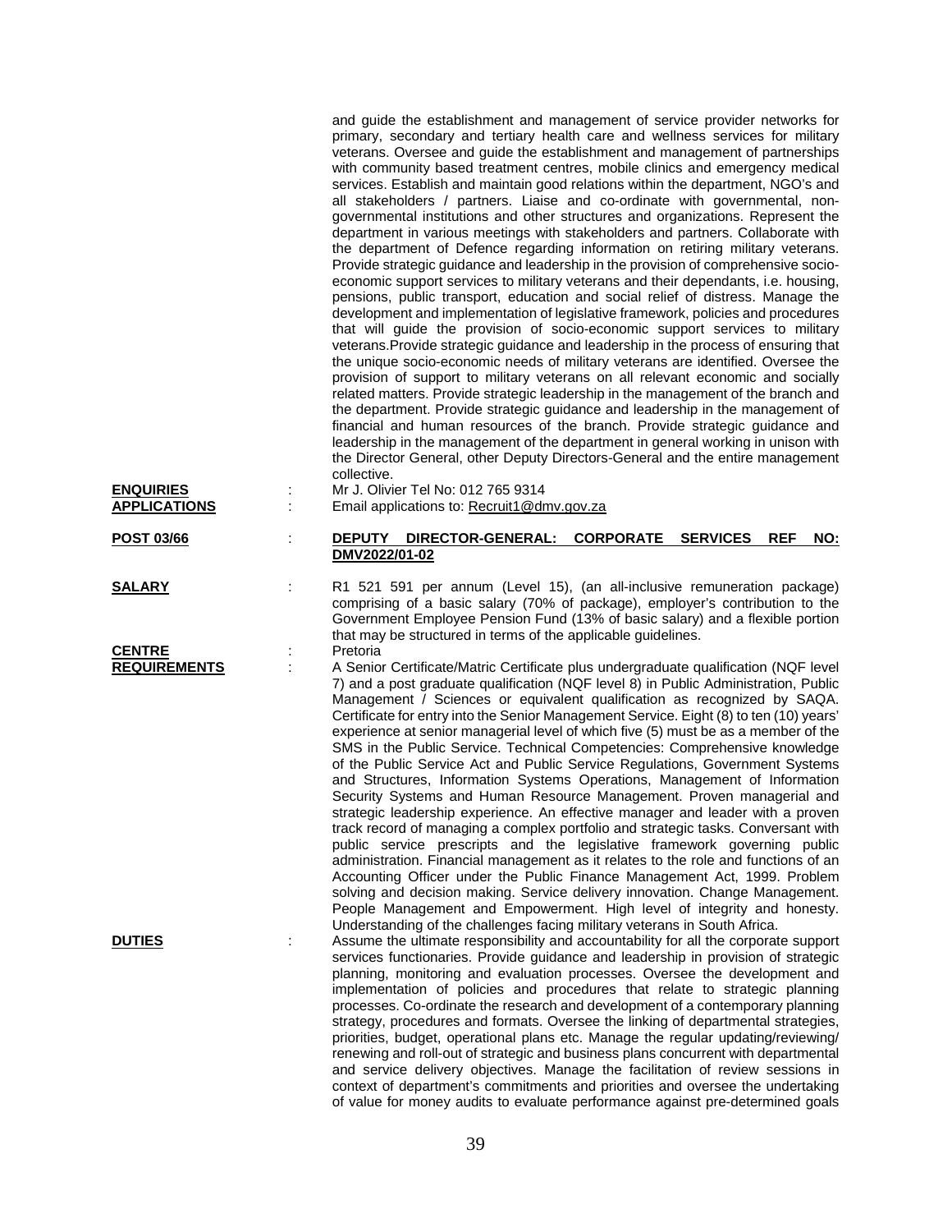and guide the establishment and management of service provider networks for primary, secondary and tertiary health care and wellness services for military veterans. Oversee and guide the establishment and management of partnerships with community based treatment centres, mobile clinics and emergency medical services. Establish and maintain good relations within the department, NGO's and all stakeholders / partners. Liaise and co-ordinate with governmental, non-governmental institutions and other structures and organizations. Represent the department in various meetings with stakeholders and partners. Collaborate with the department of Defence regarding information on retiring military veterans. Provide strategic guidance and leadership in the provision of comprehensive socio-economic support services to military veterans and their dependants, i.e. housing, pensions, public transport, education and social relief of distress. Manage the development and implementation of legislative framework, policies and procedures that will guide the provision of socio-economic support services to military veterans.Provide strategic guidance and leadership in the process of ensuring that the unique socio-economic needs of military veterans are identified. Oversee the provision of support to military veterans on all relevant economic and socially related matters. Provide strategic leadership in the management of the branch and the department. Provide strategic guidance and leadership in the management of financial and human resources of the branch. Provide strategic guidance and leadership in the management of the department in general working in unison with the Director General, other Deputy Directors-General and the entire management collective.

**ENQUIRIES** : Mr J. Olivier Tel No: 012 765 9314

**APPLICATIONS** : Email applications to: Recruit1@dmv.gov.za

**POST 03/66** : **DEPUTY DIRECTOR-GENERAL: CORPORATE SERVICES REF NO: DMV2022/01-02**

**SALARY** : R1 521 591 per annum (Level 15), (an all-inclusive remuneration package) comprising of a basic salary (70% of package), employer's contribution to the Government Employee Pension Fund (13% of basic salary) and a flexible portion that may be structured in terms of the applicable guidelines.

**CENTRE** : Pretoria

**REQUIREMENTS** : A Senior Certificate/Matric Certificate plus undergraduate qualification (NQF level 7) and a post graduate qualification (NQF level 8) in Public Administration, Public Management / Sciences or equivalent qualification as recognized by SAQA. Certificate for entry into the Senior Management Service. Eight (8) to ten (10) years' experience at senior managerial level of which five (5) must be as a member of the SMS in the Public Service. Technical Competencies: Comprehensive knowledge of the Public Service Act and Public Service Regulations, Government Systems and Structures, Information Systems Operations, Management of Information Security Systems and Human Resource Management. Proven managerial and strategic leadership experience. An effective manager and leader with a proven track record of managing a complex portfolio and strategic tasks. Conversant with public service prescripts and the legislative framework governing public administration. Financial management as it relates to the role and functions of an Accounting Officer under the Public Finance Management Act, 1999. Problem solving and decision making. Service delivery innovation. Change Management. People Management and Empowerment. High level of integrity and honesty. Understanding of the challenges facing military veterans in South Africa.

**DUTIES** : Assume the ultimate responsibility and accountability for all the corporate support services functionaries. Provide guidance and leadership in provision of strategic planning, monitoring and evaluation processes. Oversee the development and implementation of policies and procedures that relate to strategic planning processes. Co-ordinate the research and development of a contemporary planning strategy, procedures and formats. Oversee the linking of departmental strategies, priorities, budget, operational plans etc. Manage the regular updating/reviewing/ renewing and roll-out of strategic and business plans concurrent with departmental and service delivery objectives. Manage the facilitation of review sessions in context of department's commitments and priorities and oversee the undertaking of value for money audits to evaluate performance against pre-determined goals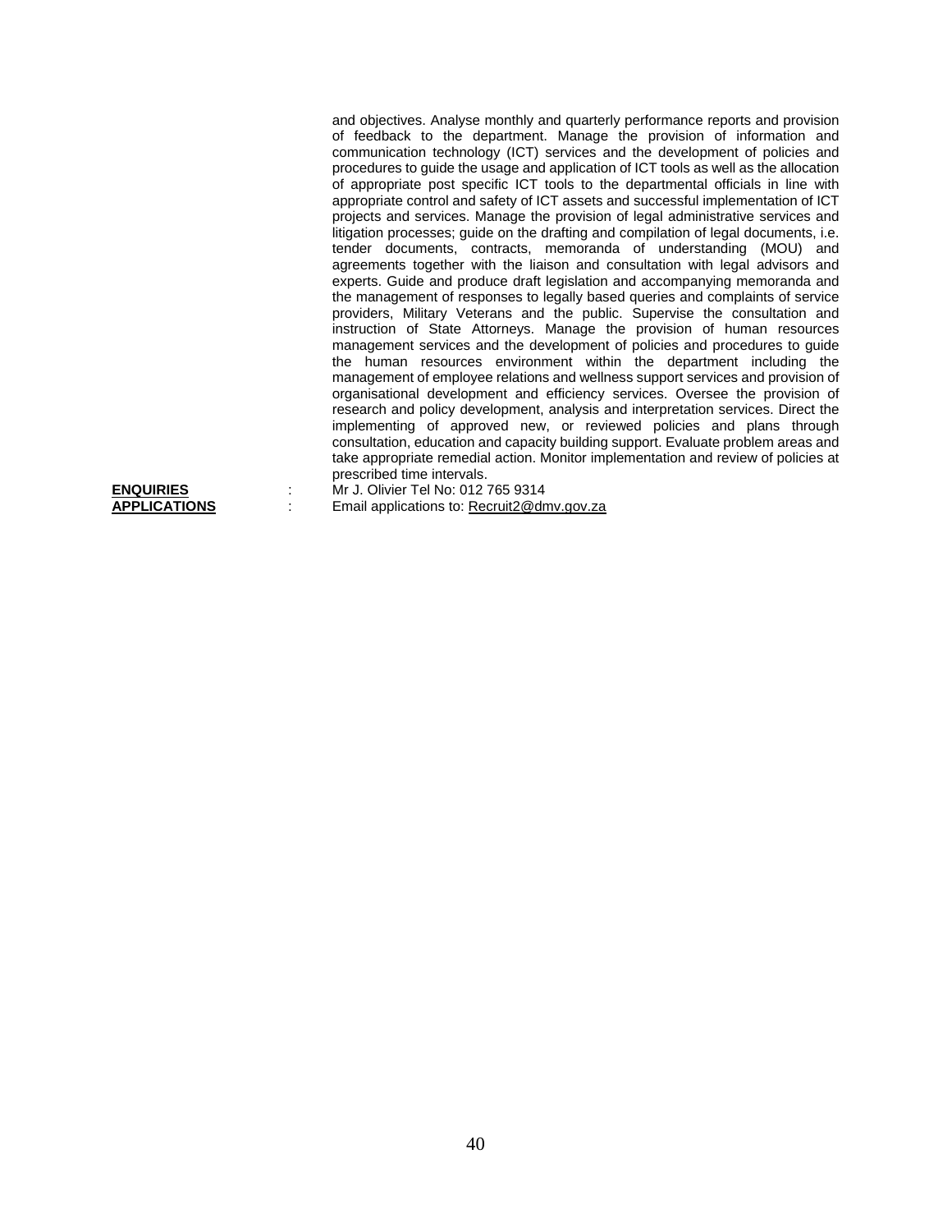and objectives. Analyse monthly and quarterly performance reports and provision of feedback to the department. Manage the provision of information and communication technology (ICT) services and the development of policies and procedures to guide the usage and application of ICT tools as well as the allocation of appropriate post specific ICT tools to the departmental officials in line with appropriate control and safety of ICT assets and successful implementation of ICT projects and services. Manage the provision of legal administrative services and litigation processes; guide on the drafting and compilation of legal documents, i.e. tender documents, contracts, memoranda of understanding (MOU) and agreements together with the liaison and consultation with legal advisors and experts. Guide and produce draft legislation and accompanying memoranda and the management of responses to legally based queries and complaints of service providers, Military Veterans and the public. Supervise the consultation and instruction of State Attorneys. Manage the provision of human resources management services and the development of policies and procedures to guide the human resources environment within the department including the management of employee relations and wellness support services and provision of organisational development and efficiency services. Oversee the provision of research and policy development, analysis and interpretation services. Direct the implementing of approved new, or reviewed policies and plans through consultation, education and capacity building support. Evaluate problem areas and take appropriate remedial action. Monitor implementation and review of policies at prescribed time intervals.

**ENQUIRIES** : Mr J. Olivier Tel No: 012 765 9314

**APPLICATIONS** : Email applications to: Recruit2@dmv.gov.za